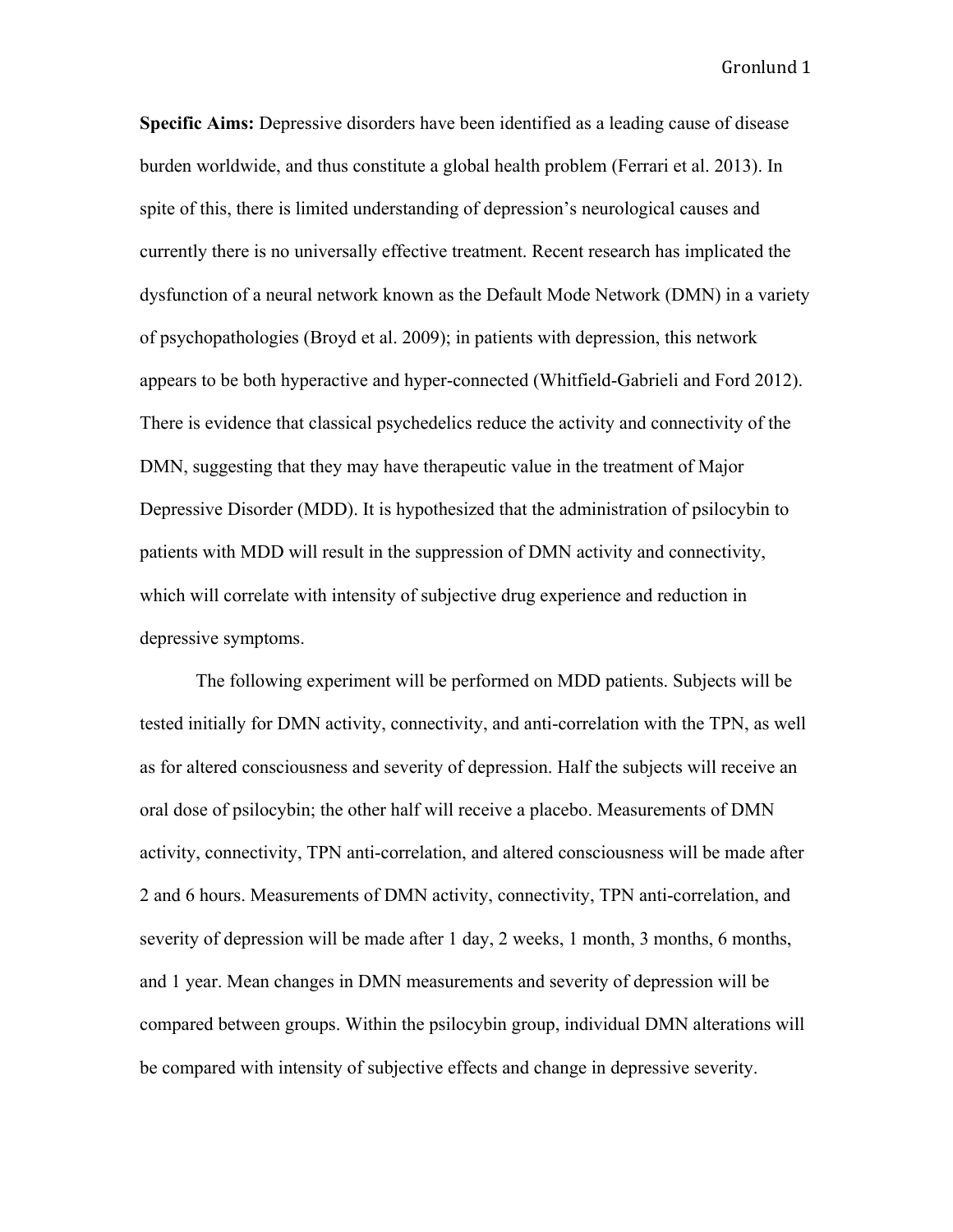**Specific Aims:** Depressive disorders have been identified as a leading cause of disease burden worldwide, and thus constitute a global health problem (Ferrari et al. 2013). In spite of this, there is limited understanding of depression's neurological causes and currently there is no universally effective treatment. Recent research has implicated the dysfunction of a neural network known as the Default Mode Network (DMN) in a variety of psychopathologies (Broyd et al. 2009); in patients with depression, this network appears to be both hyperactive and hyper-connected (Whitfield-Gabrieli and Ford 2012). There is evidence that classical psychedelics reduce the activity and connectivity of the DMN, suggesting that they may have therapeutic value in the treatment of Major Depressive Disorder (MDD). It is hypothesized that the administration of psilocybin to patients with MDD will result in the suppression of DMN activity and connectivity, which will correlate with intensity of subjective drug experience and reduction in depressive symptoms.

The following experiment will be performed on MDD patients. Subjects will be tested initially for DMN activity, connectivity, and anti-correlation with the TPN, as well as for altered consciousness and severity of depression. Half the subjects will receive an oral dose of psilocybin; the other half will receive a placebo. Measurements of DMN activity, connectivity, TPN anti-correlation, and altered consciousness will be made after 2 and 6 hours. Measurements of DMN activity, connectivity, TPN anti-correlation, and severity of depression will be made after 1 day, 2 weeks, 1 month, 3 months, 6 months, and 1 year. Mean changes in DMN measurements and severity of depression will be compared between groups. Within the psilocybin group, individual DMN alterations will be compared with intensity of subjective effects and change in depressive severity.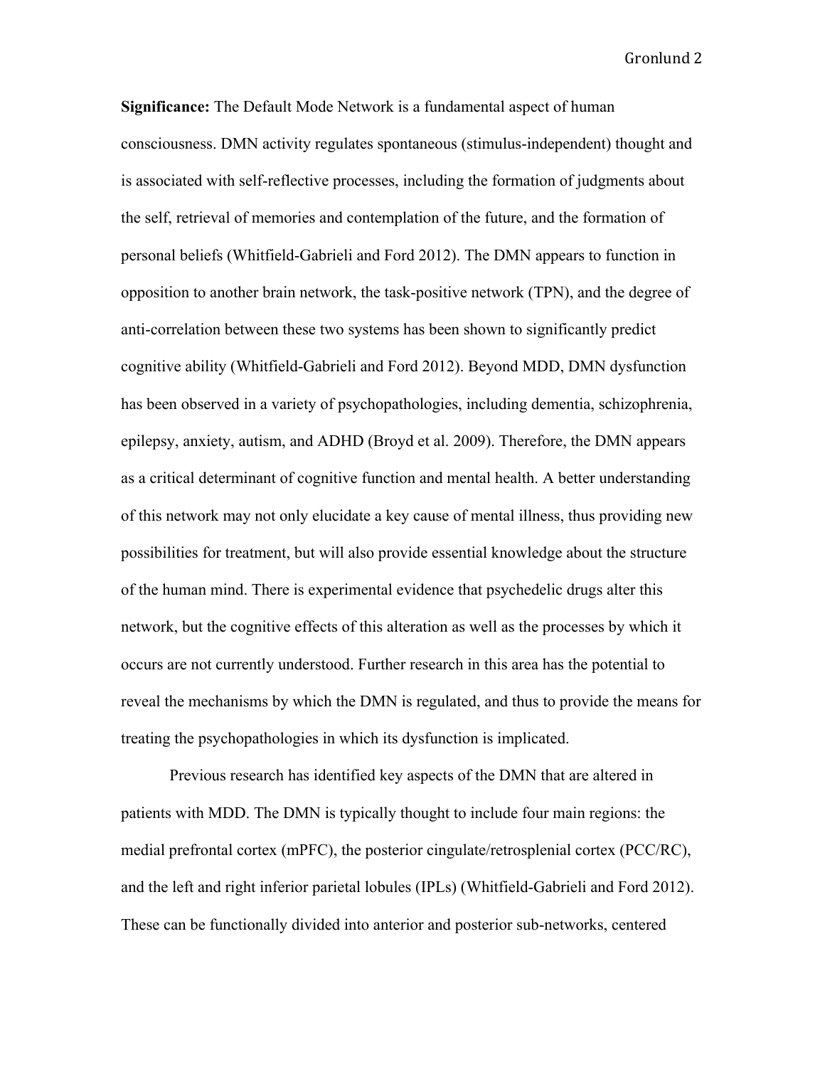**Significance:** The Default Mode Network is a fundamental aspect of human consciousness. DMN activity regulates spontaneous (stimulus-independent) thought and is associated with self-reflective processes, including the formation of judgments about the self, retrieval of memories and contemplation of the future, and the formation of personal beliefs (Whitfield-Gabrieli and Ford 2012). The DMN appears to function in opposition to another brain network, the task-positive network (TPN), and the degree of anti-correlation between these two systems has been shown to significantly predict cognitive ability (Whitfield-Gabrieli and Ford 2012). Beyond MDD, DMN dysfunction has been observed in a variety of psychopathologies, including dementia, schizophrenia, epilepsy, anxiety, autism, and ADHD (Broyd et al. 2009). Therefore, the DMN appears as a critical determinant of cognitive function and mental health. A better understanding of this network may not only elucidate a key cause of mental illness, thus providing new possibilities for treatment, but will also provide essential knowledge about the structure of the human mind. There is experimental evidence that psychedelic drugs alter this network, but the cognitive effects of this alteration as well as the processes by which it occurs are not currently understood. Further research in this area has the potential to reveal the mechanisms by which the DMN is regulated, and thus to provide the means for treating the psychopathologies in which its dysfunction is implicated.

Previous research has identified key aspects of the DMN that are altered in patients with MDD. The DMN is typically thought to include four main regions: the medial prefrontal cortex (mPFC), the posterior cingulate/retrosplenial cortex (PCC/RC), and the left and right inferior parietal lobules (IPLs) (Whitfield-Gabrieli and Ford 2012). These can be functionally divided into anterior and posterior sub-networks, centered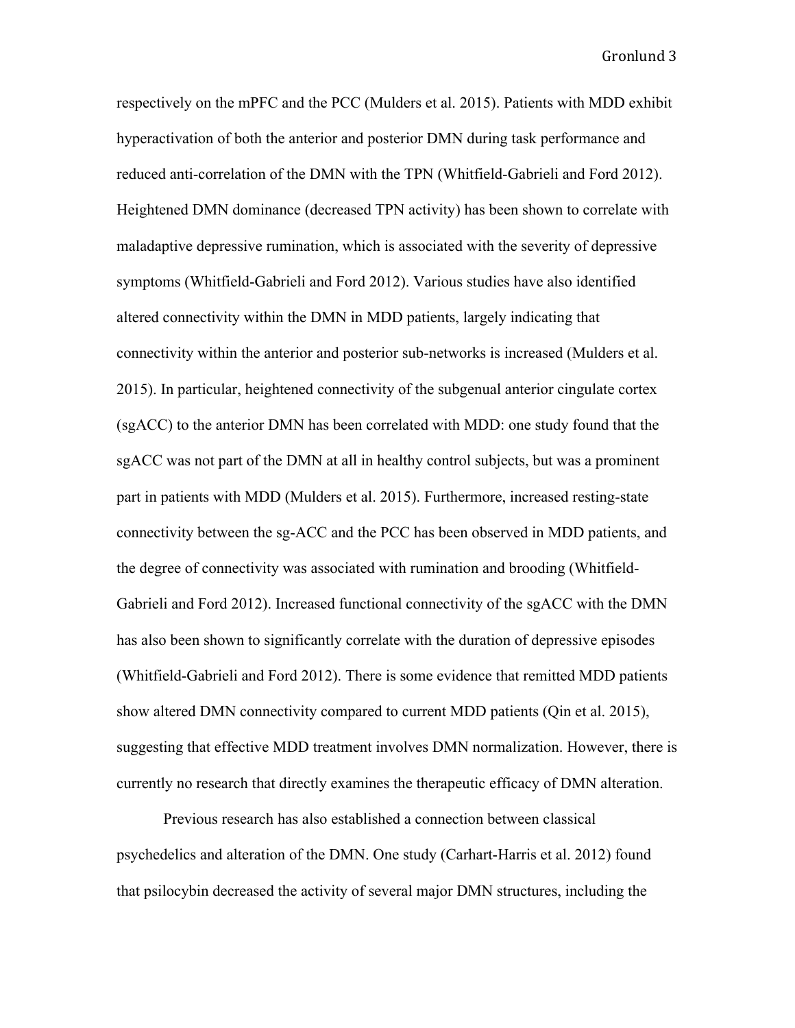respectively on the mPFC and the PCC (Mulders et al. 2015). Patients with MDD exhibit hyperactivation of both the anterior and posterior DMN during task performance and reduced anti-correlation of the DMN with the TPN (Whitfield-Gabrieli and Ford 2012). Heightened DMN dominance (decreased TPN activity) has been shown to correlate with maladaptive depressive rumination, which is associated with the severity of depressive symptoms (Whitfield-Gabrieli and Ford 2012). Various studies have also identified altered connectivity within the DMN in MDD patients, largely indicating that connectivity within the anterior and posterior sub-networks is increased (Mulders et al. 2015). In particular, heightened connectivity of the subgenual anterior cingulate cortex (sgACC) to the anterior DMN has been correlated with MDD: one study found that the sgACC was not part of the DMN at all in healthy control subjects, but was a prominent part in patients with MDD (Mulders et al. 2015). Furthermore, increased resting-state connectivity between the sg-ACC and the PCC has been observed in MDD patients, and the degree of connectivity was associated with rumination and brooding (Whitfield-Gabrieli and Ford 2012). Increased functional connectivity of the sgACC with the DMN has also been shown to significantly correlate with the duration of depressive episodes (Whitfield-Gabrieli and Ford 2012). There is some evidence that remitted MDD patients show altered DMN connectivity compared to current MDD patients (Qin et al. 2015), suggesting that effective MDD treatment involves DMN normalization. However, there is currently no research that directly examines the therapeutic efficacy of DMN alteration.

Previous research has also established a connection between classical psychedelics and alteration of the DMN. One study (Carhart-Harris et al. 2012) found that psilocybin decreased the activity of several major DMN structures, including the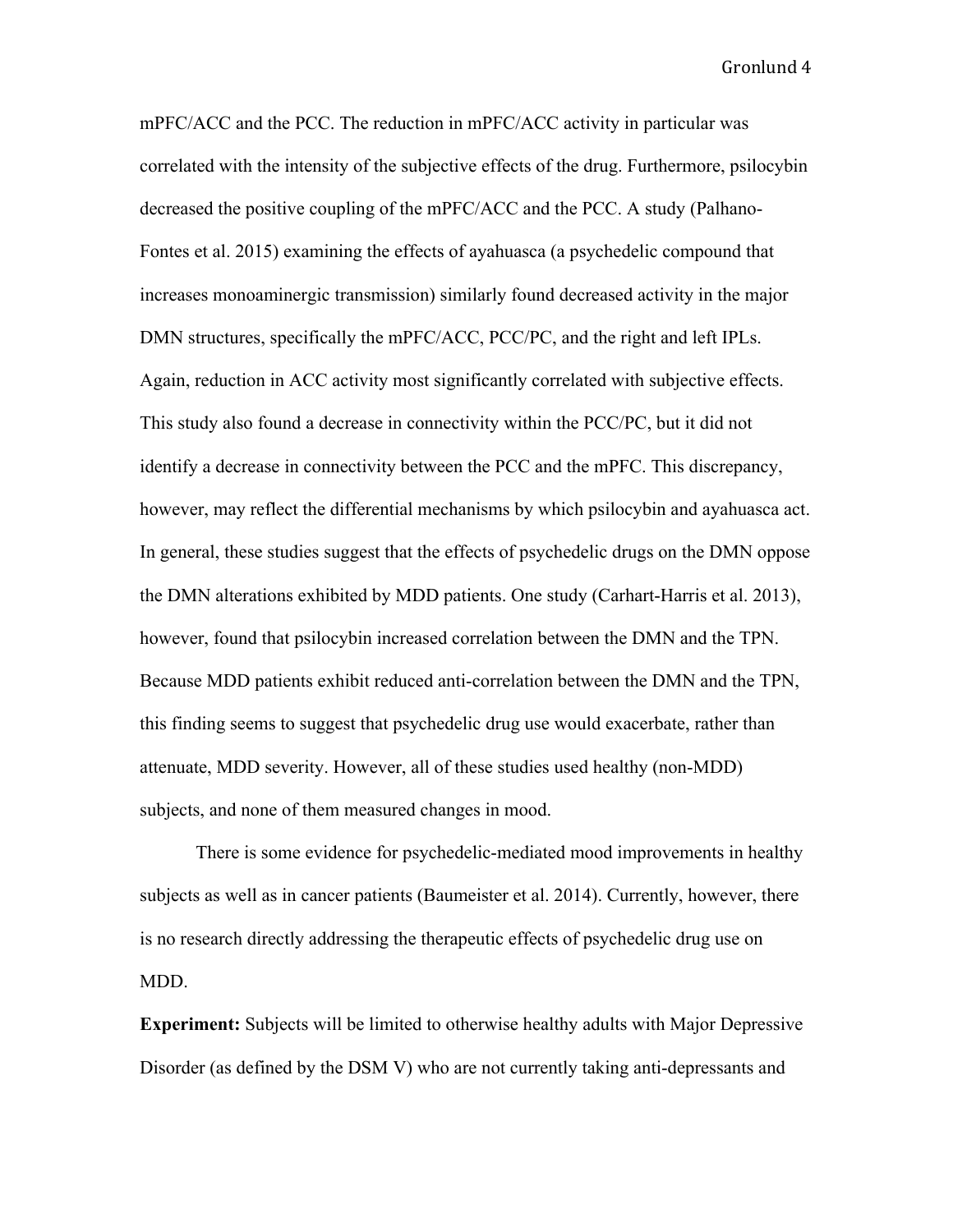mPFC/ACC and the PCC. The reduction in mPFC/ACC activity in particular was correlated with the intensity of the subjective effects of the drug. Furthermore, psilocybin decreased the positive coupling of the mPFC/ACC and the PCC. A study (Palhano-Fontes et al. 2015) examining the effects of ayahuasca (a psychedelic compound that increases monoaminergic transmission) similarly found decreased activity in the major DMN structures, specifically the mPFC/ACC, PCC/PC, and the right and left IPLs. Again, reduction in ACC activity most significantly correlated with subjective effects. This study also found a decrease in connectivity within the PCC/PC, but it did not identify a decrease in connectivity between the PCC and the mPFC. This discrepancy, however, may reflect the differential mechanisms by which psilocybin and ayahuasca act. In general, these studies suggest that the effects of psychedelic drugs on the DMN oppose the DMN alterations exhibited by MDD patients. One study (Carhart-Harris et al. 2013), however, found that psilocybin increased correlation between the DMN and the TPN. Because MDD patients exhibit reduced anti-correlation between the DMN and the TPN, this finding seems to suggest that psychedelic drug use would exacerbate, rather than attenuate, MDD severity. However, all of these studies used healthy (non-MDD) subjects, and none of them measured changes in mood.

There is some evidence for psychedelic-mediated mood improvements in healthy subjects as well as in cancer patients (Baumeister et al. 2014). Currently, however, there is no research directly addressing the therapeutic effects of psychedelic drug use on MDD.

**Experiment:** Subjects will be limited to otherwise healthy adults with Major Depressive Disorder (as defined by the DSM V) who are not currently taking anti-depressants and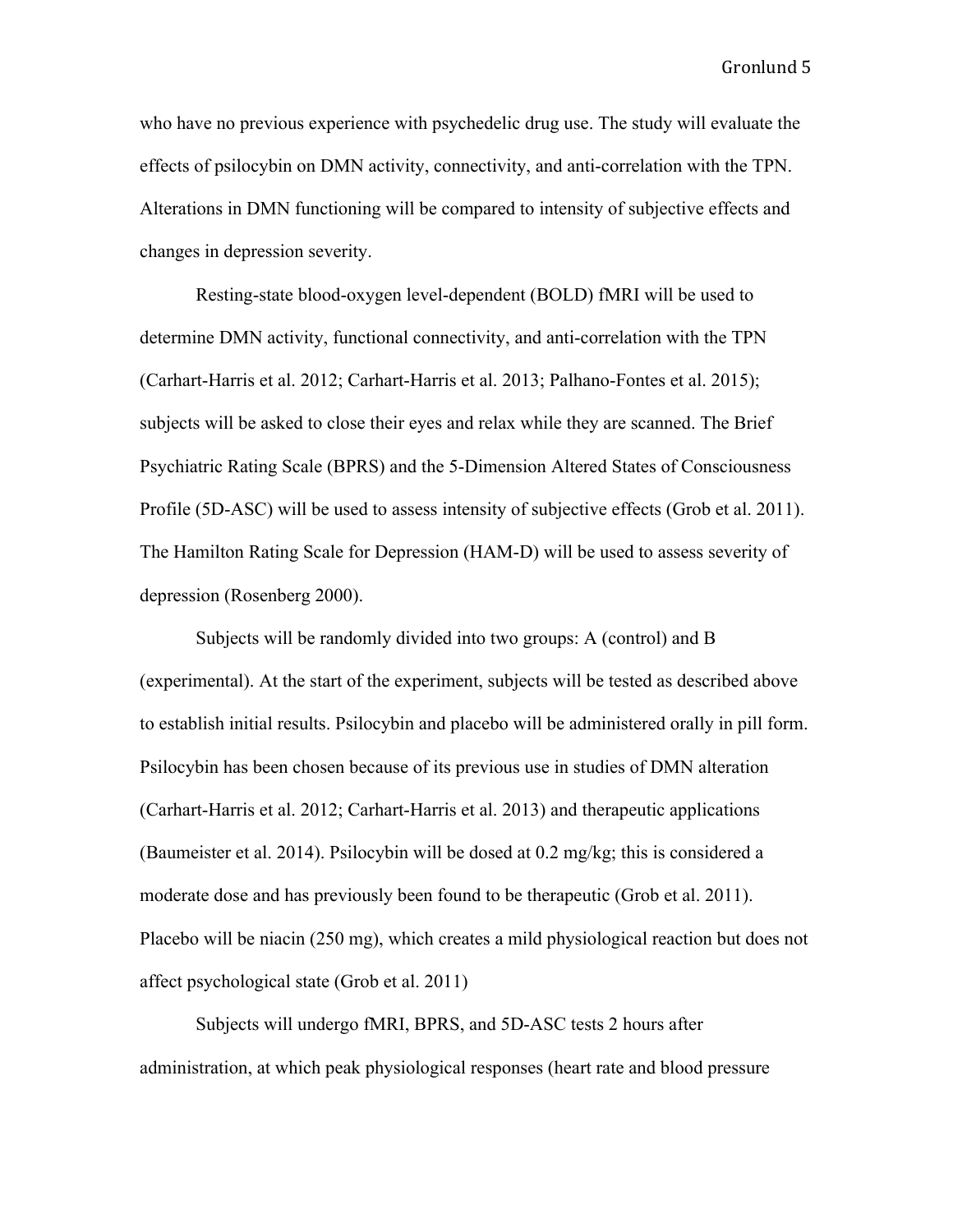who have no previous experience with psychedelic drug use. The study will evaluate the effects of psilocybin on DMN activity, connectivity, and anti-correlation with the TPN. Alterations in DMN functioning will be compared to intensity of subjective effects and changes in depression severity.

Resting-state blood-oxygen level-dependent (BOLD) fMRI will be used to determine DMN activity, functional connectivity, and anti-correlation with the TPN (Carhart-Harris et al. 2012; Carhart-Harris et al. 2013; Palhano-Fontes et al. 2015); subjects will be asked to close their eyes and relax while they are scanned. The Brief Psychiatric Rating Scale (BPRS) and the 5-Dimension Altered States of Consciousness Profile (5D-ASC) will be used to assess intensity of subjective effects (Grob et al. 2011). The Hamilton Rating Scale for Depression (HAM-D) will be used to assess severity of depression (Rosenberg 2000).

Subjects will be randomly divided into two groups: A (control) and B (experimental). At the start of the experiment, subjects will be tested as described above to establish initial results. Psilocybin and placebo will be administered orally in pill form. Psilocybin has been chosen because of its previous use in studies of DMN alteration (Carhart-Harris et al. 2012; Carhart-Harris et al. 2013) and therapeutic applications (Baumeister et al. 2014). Psilocybin will be dosed at 0.2 mg/kg; this is considered a moderate dose and has previously been found to be therapeutic (Grob et al. 2011). Placebo will be niacin (250 mg), which creates a mild physiological reaction but does not affect psychological state (Grob et al. 2011)

Subjects will undergo fMRI, BPRS, and 5D-ASC tests 2 hours after administration, at which peak physiological responses (heart rate and blood pressure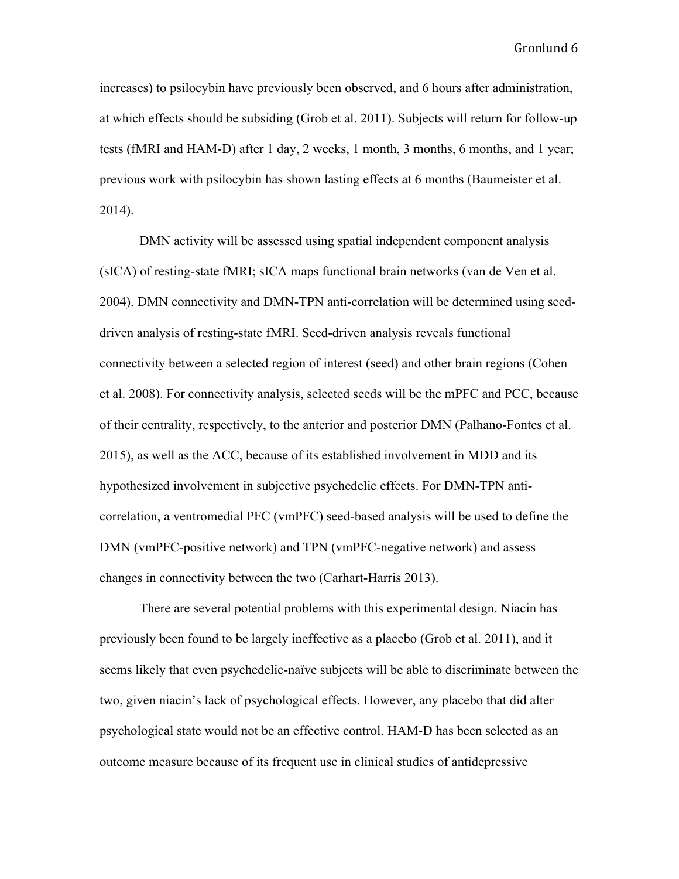increases) to psilocybin have previously been observed, and 6 hours after administration, at which effects should be subsiding (Grob et al. 2011). Subjects will return for follow-up tests (fMRI and HAM-D) after 1 day, 2 weeks, 1 month, 3 months, 6 months, and 1 year; previous work with psilocybin has shown lasting effects at 6 months (Baumeister et al. 2014).

DMN activity will be assessed using spatial independent component analysis (sICA) of resting-state fMRI; sICA maps functional brain networks (van de Ven et al. 2004). DMN connectivity and DMN-TPN anti-correlation will be determined using seed-driven analysis of resting-state fMRI. Seed-driven analysis reveals functional connectivity between a selected region of interest (seed) and other brain regions (Cohen et al. 2008). For connectivity analysis, selected seeds will be the mPFC and PCC, because of their centrality, respectively, to the anterior and posterior DMN (Palhano-Fontes et al. 2015), as well as the ACC, because of its established involvement in MDD and its hypothesized involvement in subjective psychedelic effects. For DMN-TPN anti-correlation, a ventromedial PFC (vmPFC) seed-based analysis will be used to define the DMN (vmPFC-positive network) and TPN (vmPFC-negative network) and assess changes in connectivity between the two (Carhart-Harris 2013).

There are several potential problems with this experimental design. Niacin has previously been found to be largely ineffective as a placebo (Grob et al. 2011), and it seems likely that even psychedelic-naïve subjects will be able to discriminate between the two, given niacin's lack of psychological effects. However, any placebo that did alter psychological state would not be an effective control. HAM-D has been selected as an outcome measure because of its frequent use in clinical studies of antidepressive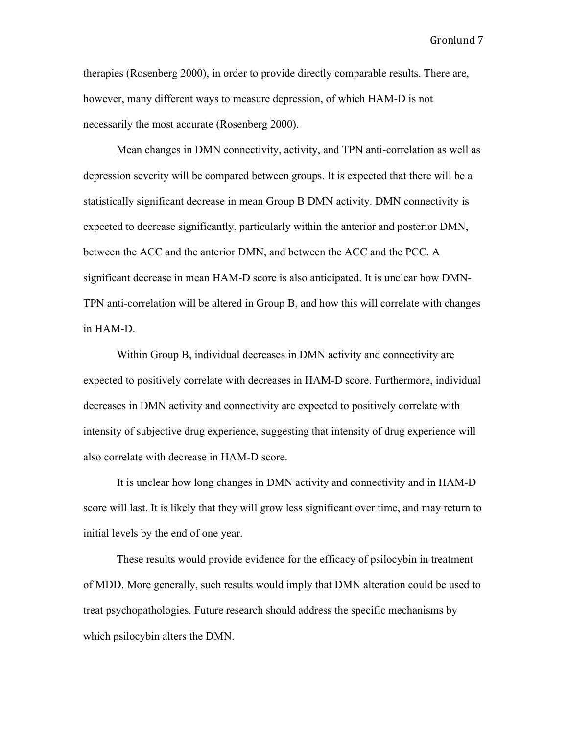therapies (Rosenberg 2000), in order to provide directly comparable results. There are, however, many different ways to measure depression, of which HAM-D is not necessarily the most accurate (Rosenberg 2000).

Mean changes in DMN connectivity, activity, and TPN anti-correlation as well as depression severity will be compared between groups. It is expected that there will be a statistically significant decrease in mean Group B DMN activity. DMN connectivity is expected to decrease significantly, particularly within the anterior and posterior DMN, between the ACC and the anterior DMN, and between the ACC and the PCC. A significant decrease in mean HAM-D score is also anticipated. It is unclear how DMN-TPN anti-correlation will be altered in Group B, and how this will correlate with changes in HAM-D.

Within Group B, individual decreases in DMN activity and connectivity are expected to positively correlate with decreases in HAM-D score. Furthermore, individual decreases in DMN activity and connectivity are expected to positively correlate with intensity of subjective drug experience, suggesting that intensity of drug experience will also correlate with decrease in HAM-D score.

It is unclear how long changes in DMN activity and connectivity and in HAM-D score will last. It is likely that they will grow less significant over time, and may return to initial levels by the end of one year.

These results would provide evidence for the efficacy of psilocybin in treatment of MDD. More generally, such results would imply that DMN alteration could be used to treat psychopathologies. Future research should address the specific mechanisms by which psilocybin alters the DMN.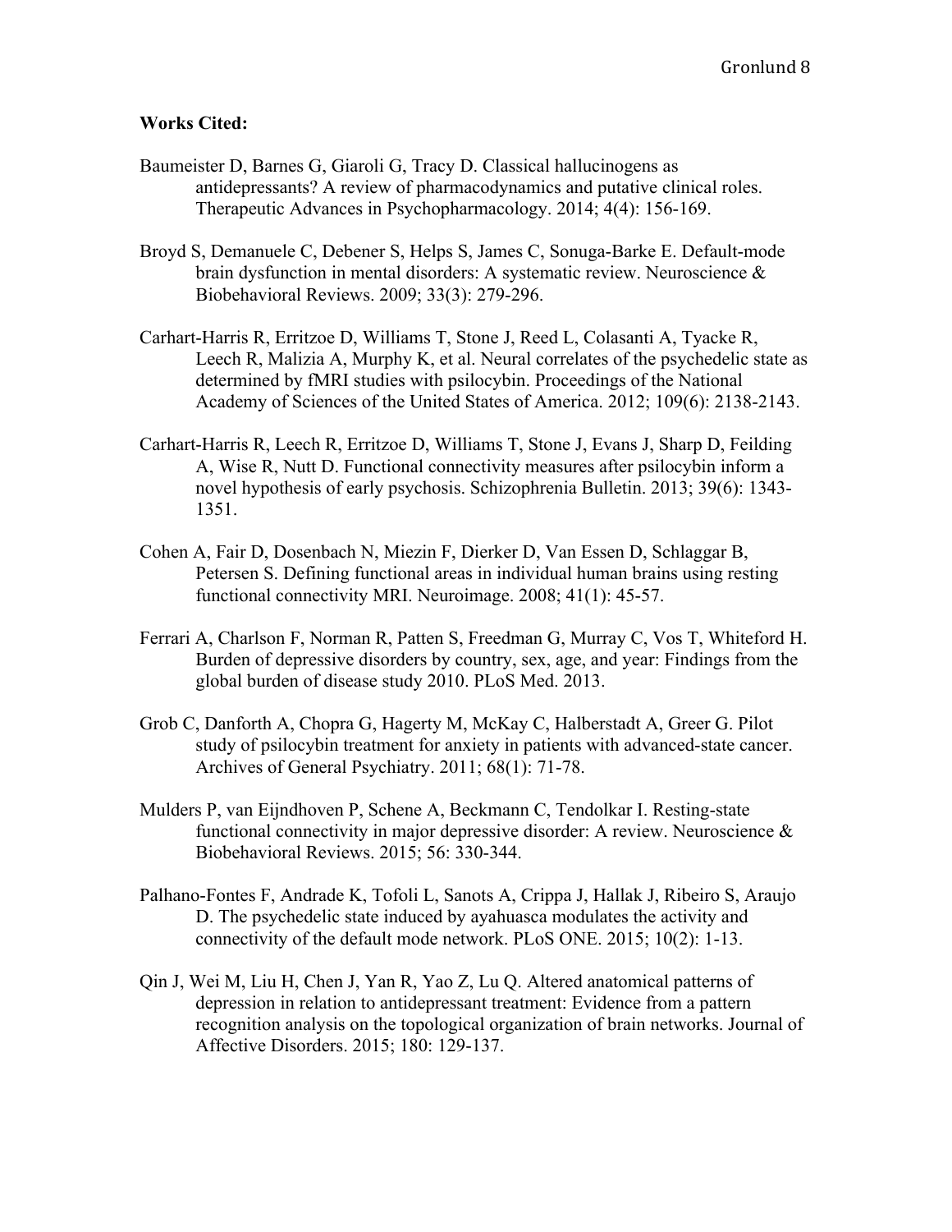**Works Cited:**

Baumeister D, Barnes G, Giaroli G, Tracy D. Classical hallucinogens as antidepressants? A review of pharmacodynamics and putative clinical roles. Therapeutic Advances in Psychopharmacology. 2014; 4(4): 156-169.

Broyd S, Demanuele C, Debener S, Helps S, James C, Sonuga-Barke E. Default-mode brain dysfunction in mental disorders: A systematic review. Neuroscience & Biobehavioral Reviews. 2009; 33(3): 279-296.

Carhart-Harris R, Erritzoe D, Williams T, Stone J, Reed L, Colasanti A, Tyacke R, Leech R, Malizia A, Murphy K, et al. Neural correlates of the psychedelic state as determined by fMRI studies with psilocybin. Proceedings of the National Academy of Sciences of the United States of America. 2012; 109(6): 2138-2143.

Carhart-Harris R, Leech R, Erritzoe D, Williams T, Stone J, Evans J, Sharp D, Feilding A, Wise R, Nutt D. Functional connectivity measures after psilocybin inform a novel hypothesis of early psychosis. Schizophrenia Bulletin. 2013; 39(6): 1343-1351.

Cohen A, Fair D, Dosenbach N, Miezin F, Dierker D, Van Essen D, Schlaggar B, Petersen S. Defining functional areas in individual human brains using resting functional connectivity MRI. Neuroimage. 2008; 41(1): 45-57.

Ferrari A, Charlson F, Norman R, Patten S, Freedman G, Murray C, Vos T, Whiteford H. Burden of depressive disorders by country, sex, age, and year: Findings from the global burden of disease study 2010. PLoS Med. 2013.

Grob C, Danforth A, Chopra G, Hagerty M, McKay C, Halberstadt A, Greer G. Pilot study of psilocybin treatment for anxiety in patients with advanced-state cancer. Archives of General Psychiatry. 2011; 68(1): 71-78.

Mulders P, van Eijndhoven P, Schene A, Beckmann C, Tendolkar I. Resting-state functional connectivity in major depressive disorder: A review. Neuroscience & Biobehavioral Reviews. 2015; 56: 330-344.

Palhano-Fontes F, Andrade K, Tofoli L, Sanots A, Crippa J, Hallak J, Ribeiro S, Araujo D. The psychedelic state induced by ayahuasca modulates the activity and connectivity of the default mode network. PLoS ONE. 2015; 10(2): 1-13.

Qin J, Wei M, Liu H, Chen J, Yan R, Yao Z, Lu Q. Altered anatomical patterns of depression in relation to antidepressant treatment: Evidence from a pattern recognition analysis on the topological organization of brain networks. Journal of Affective Disorders. 2015; 180: 129-137.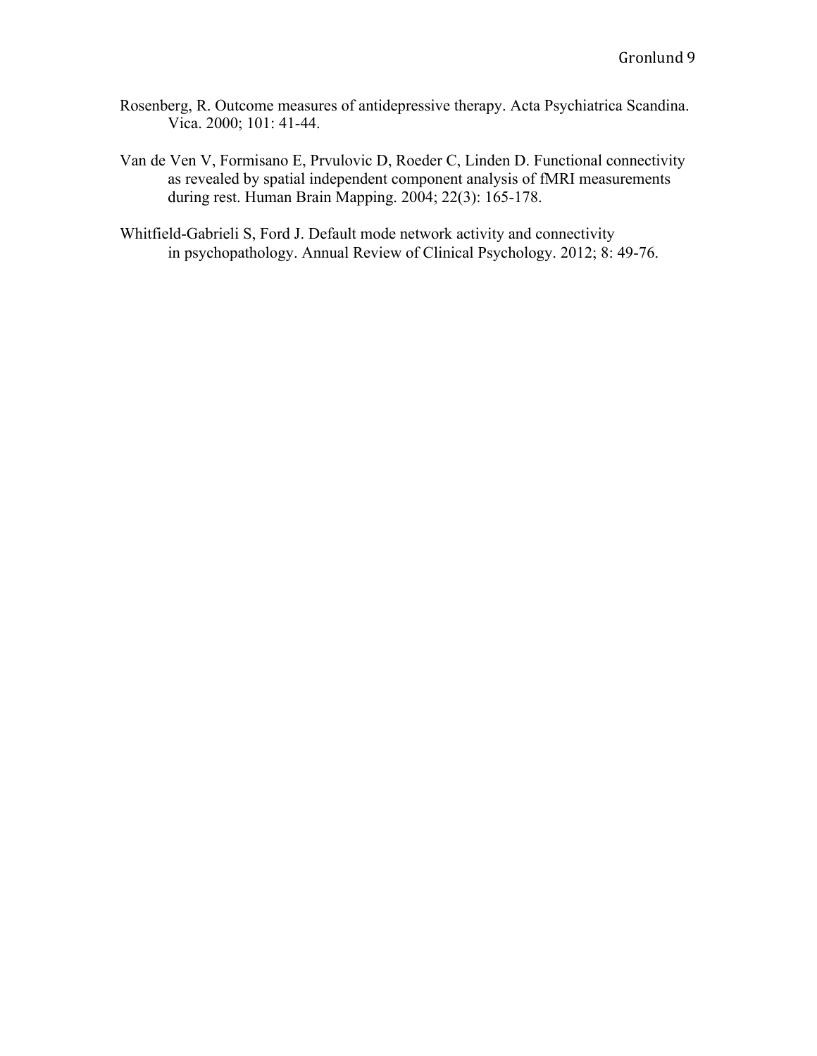Rosenberg, R. Outcome measures of antidepressive therapy. Acta Psychiatrica Scandina. Vica. 2000; 101: 41-44.

Van de Ven V, Formisano E, Prvulovic D, Roeder C, Linden D. Functional connectivity as revealed by spatial independent component analysis of fMRI measurements during rest. Human Brain Mapping. 2004; 22(3): 165-178.

Whitfield-Gabrieli S, Ford J. Default mode network activity and connectivity in psychopathology. Annual Review of Clinical Psychology. 2012; 8: 49-76.